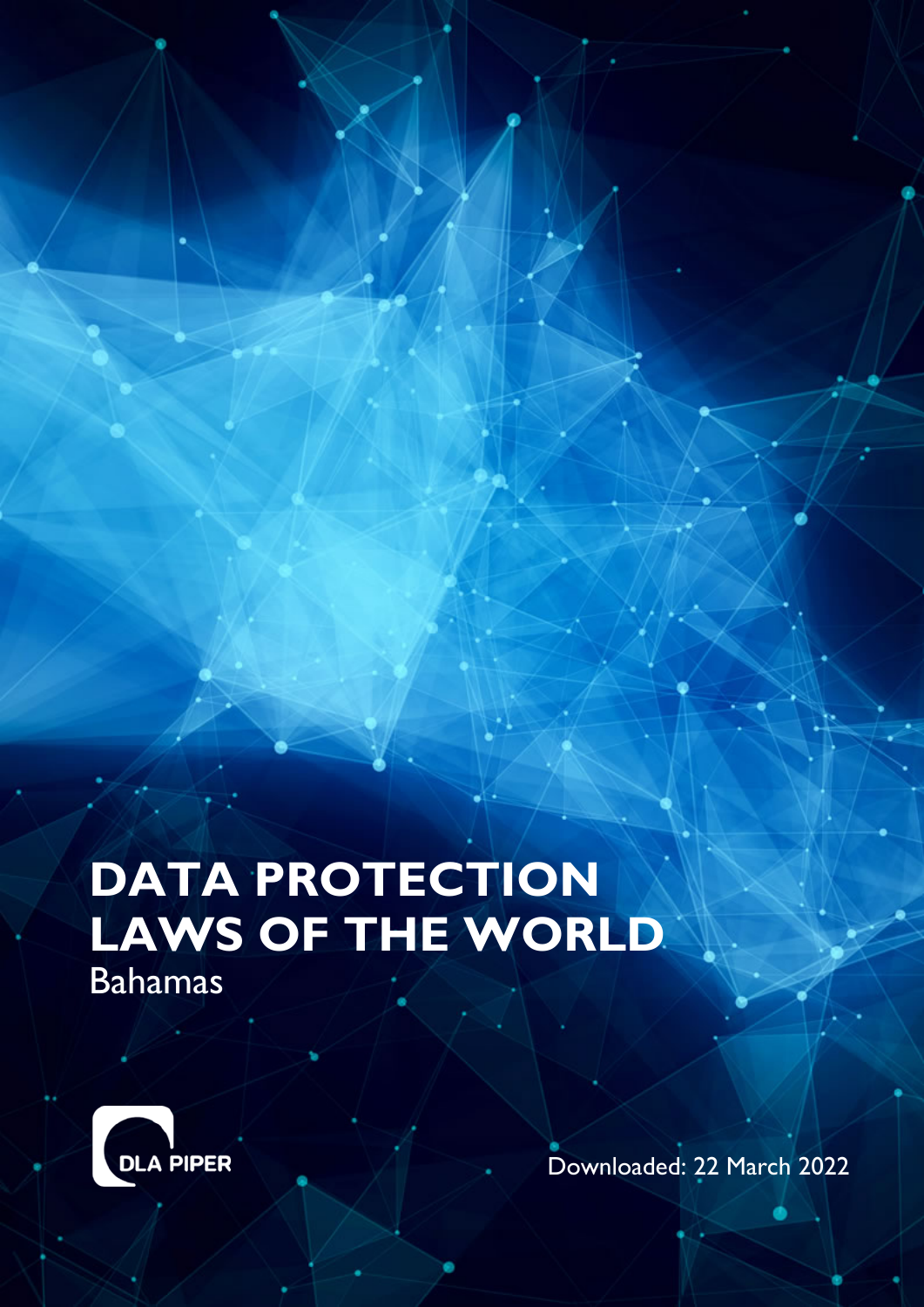# DATA PROTECTION LAWS OF THE WORLD

Bahamas

DLA PIPER

Downloaded: 22 March 2022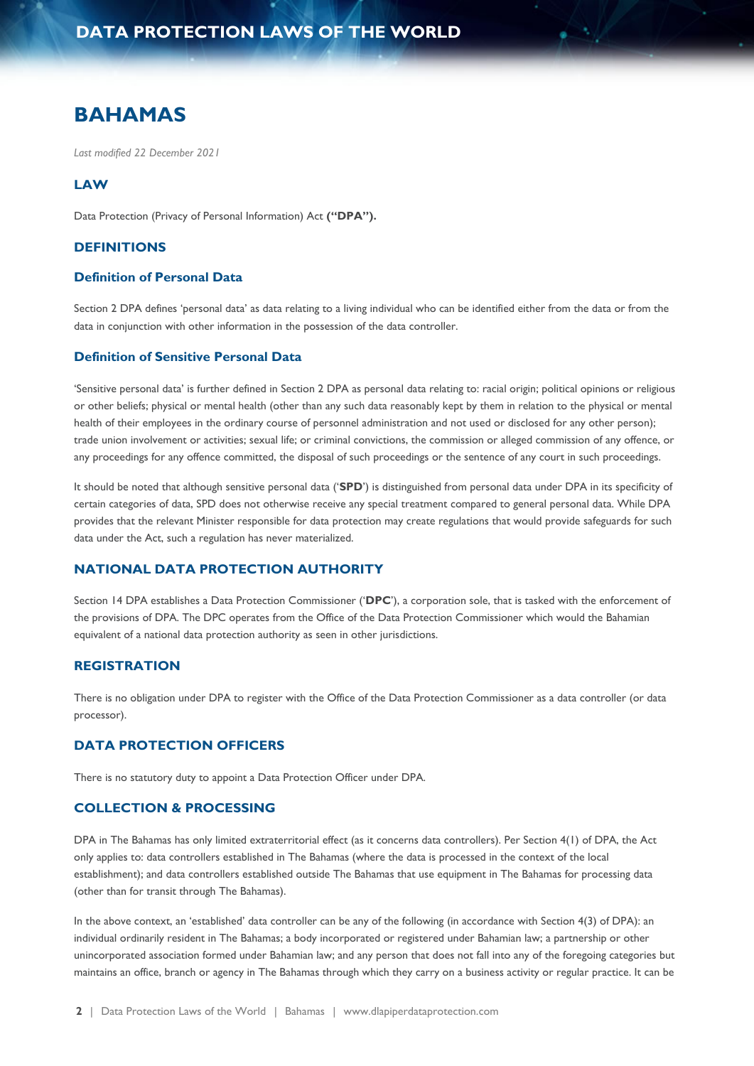# BAHAMAS

*Last modified 22 December 2021*

## LAW

Data Protection (Privacy of Personal Information) Act **("DPA").**

## DEFINITIONS

### Definition of Personal Data

Section 2 DPA defines 'personal data' as data relating to a living individual who can be identified either from the data or from the data in conjunction with other information in the possession of the data controller.

### Definition of Sensitive Personal Data

'Sensitive personal data' is further defined in Section 2 DPA as personal data relating to: racial origin; political opinions or religious or other beliefs; physical or mental health (other than any such data reasonably kept by them in relation to the physical or mental health of their employees in the ordinary course of personnel administration and not used or disclosed for any other person); trade union involvement or activities; sexual life; or criminal convictions, the commission or alleged commission of any offence, or any proceedings for any offence committed, the disposal of such proceedings or the sentence of any court in such proceedings.

It should be noted that although sensitive personal data ('**SPD**') is distinguished from personal data under DPA in its specificity of certain categories of data, SPD does not otherwise receive any special treatment compared to general personal data. While DPA provides that the relevant Minister responsible for data protection may create regulations that would provide safeguards for such data under the Act, such a regulation has never materialized.

## NATIONAL DATA PROTECTION AUTHORITY

Section 14 DPA establishes a Data Protection Commissioner ('**DPC**'), a corporation sole, that is tasked with the enforcement of the provisions of DPA. The DPC operates from the Office of the Data Protection Commissioner which would the Bahamian equivalent of a national data protection authority as seen in other jurisdictions.

## REGISTRATION

There is no obligation under DPA to register with the Office of the Data Protection Commissioner as a data controller (or data processor).

## DATA PROTECTION OFFICERS

There is no statutory duty to appoint a Data Protection Officer under DPA.

## COLLECTION & PROCESSING

DPA in The Bahamas has only limited extraterritorial effect (as it concerns data controllers). Per Section 4(1) of DPA, the Act only applies to: data controllers established in The Bahamas (where the data is processed in the context of the local establishment); and data controllers established outside The Bahamas that use equipment in The Bahamas for processing data (other than for transit through The Bahamas).

In the above context, an 'established' data controller can be any of the following (in accordance with Section 4(3) of DPA): an individual ordinarily resident in The Bahamas; a body incorporated or registered under Bahamian law; a partnership or other unincorporated association formed under Bahamian law; and any person that does not fall into any of the foregoing categories but maintains an office, branch or agency in The Bahamas through which they carry on a business activity or regular practice. It can be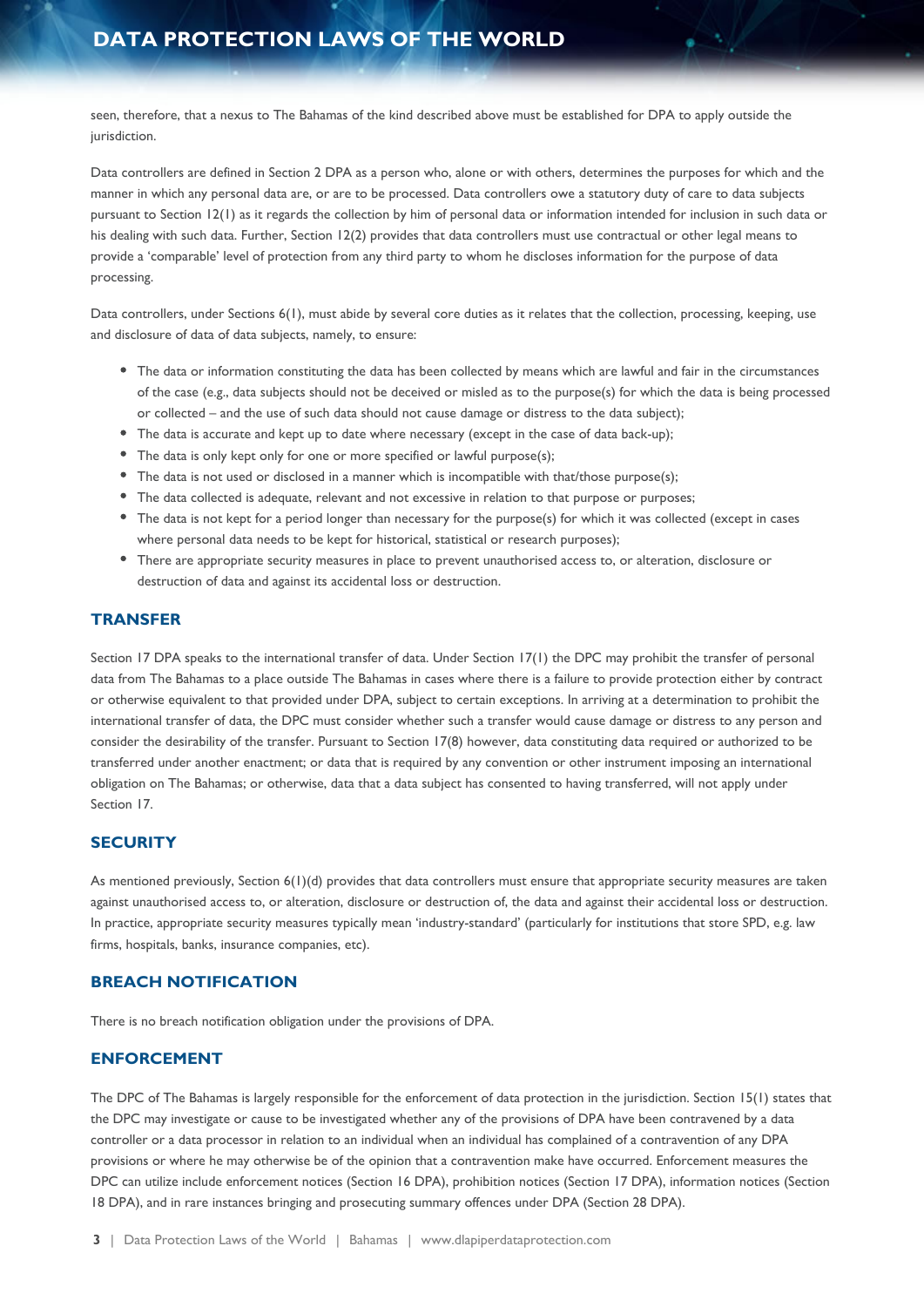seen, therefore, that a nexus to The Bahamas of the kind described above must be established for DPA to apply outside the jurisdiction.

Data controllers are defined in Section 2 DPA as a person who, alone or with others, determines the purposes for which and the manner in which any personal data are, or are to be processed. Data controllers owe a statutory duty of care to data subjects pursuant to Section 12(1) as it regards the collection by him of personal data or information intended for inclusion in such data or his dealing with such data. Further, Section 12(2) provides that data controllers must use contractual or other legal means to provide a 'comparable' level of protection from any third party to whom he discloses information for the purpose of data processing.

Data controllers, under Sections 6(1), must abide by several core duties as it relates that the collection, processing, keeping, use and disclosure of data of data subjects, namely, to ensure:

- The data or information constituting the data has been collected by means which are lawful and fair in the circumstances of the case (e.g., data subjects should not be deceived or misled as to the purpose(s) for which the data is being processed or collected – and the use of such data should not cause damage or distress to the data subject);
- The data is accurate and kept up to date where necessary (except in the case of data back-up);
- The data is only kept only for one or more specified or lawful purpose(s);
- The data is not used or disclosed in a manner which is incompatible with that/those purpose(s);
- The data collected is adequate, relevant and not excessive in relation to that purpose or purposes;
- The data is not kept for a period longer than necessary for the purpose(s) for which it was collected (except in cases where personal data needs to be kept for historical, statistical or research purposes);
- There are appropriate security measures in place to prevent unauthorised access to, or alteration, disclosure or destruction of data and against its accidental loss or destruction.

## TRANSFER

Section 17 DPA speaks to the international transfer of data. Under Section 17(1) the DPC may prohibit the transfer of personal data from The Bahamas to a place outside The Bahamas in cases where there is a failure to provide protection either by contract or otherwise equivalent to that provided under DPA, subject to certain exceptions. In arriving at a determination to prohibit the international transfer of data, the DPC must consider whether such a transfer would cause damage or distress to any person and consider the desirability of the transfer. Pursuant to Section 17(8) however, data constituting data required or authorized to be transferred under another enactment; or data that is required by any convention or other instrument imposing an international obligation on The Bahamas; or otherwise, data that a data subject has consented to having transferred, will not apply under Section 17.

## SECURITY

As mentioned previously, Section 6(1)(d) provides that data controllers must ensure that appropriate security measures are taken against unauthorised access to, or alteration, disclosure or destruction of, the data and against their accidental loss or destruction. In practice, appropriate security measures typically mean 'industry-standard' (particularly for institutions that store SPD, e.g. law firms, hospitals, banks, insurance companies, etc).

## BREACH NOTIFICATION

There is no breach notification obligation under the provisions of DPA.

## ENFORCEMENT

The DPC of The Bahamas is largely responsible for the enforcement of data protection in the jurisdiction. Section 15(1) states that the DPC may investigate or cause to be investigated whether any of the provisions of DPA have been contravened by a data controller or a data processor in relation to an individual when an individual has complained of a contravention of any DPA provisions or where he may otherwise be of the opinion that a contravention make have occurred. Enforcement measures the DPC can utilize include enforcement notices (Section 16 DPA), prohibition notices (Section 17 DPA), information notices (Section 18 DPA), and in rare instances bringing and prosecuting summary offences under DPA (Section 28 DPA).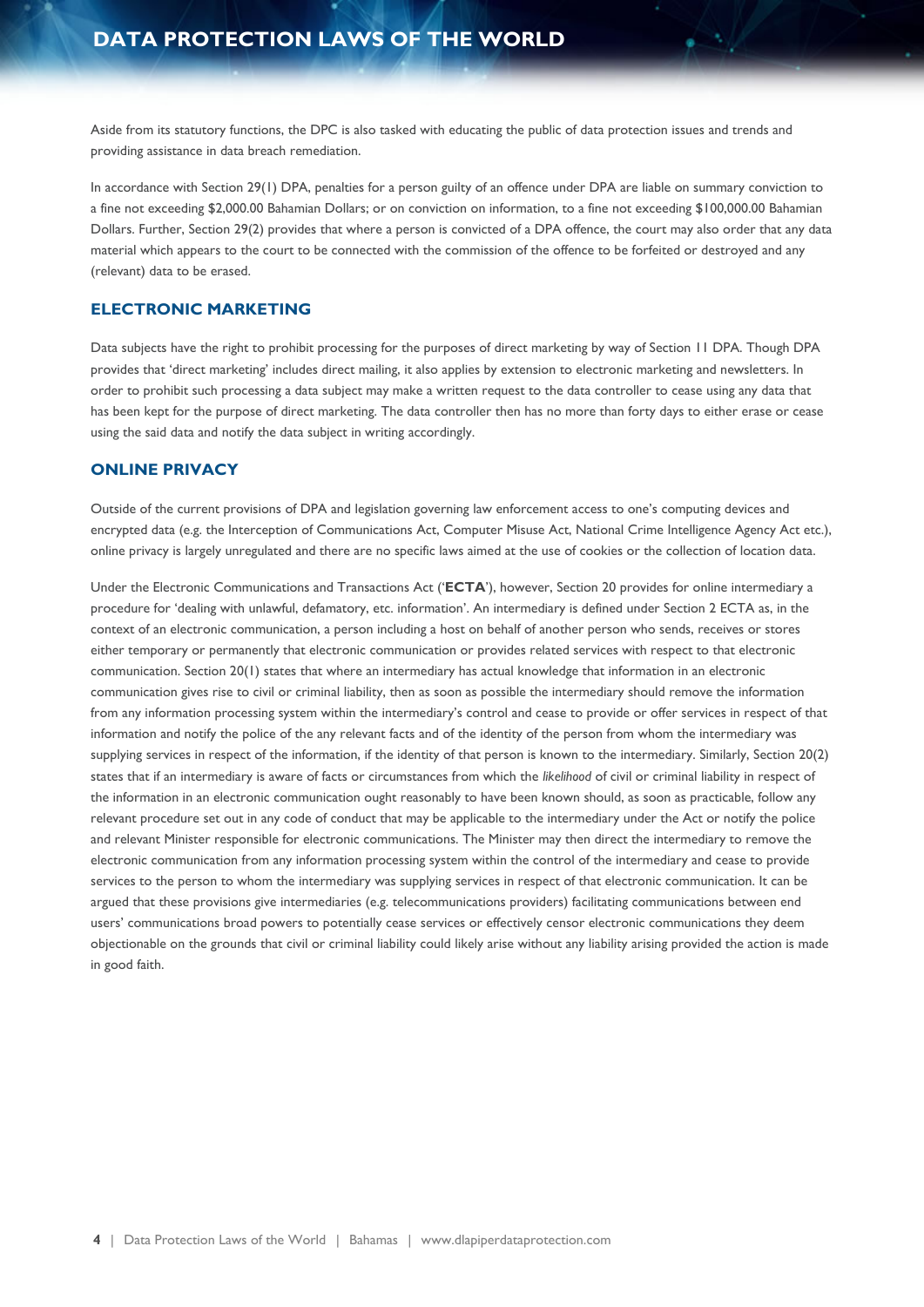Aside from its statutory functions, the DPC is also tasked with educating the public of data protection issues and trends and providing assistance in data breach remediation.

In accordance with Section 29(1) DPA, penalties for a person guilty of an offence under DPA are liable on summary conviction to a fine not exceeding $2,000.00 Bahamian Dollars; or on conviction on information, to a fine not exceeding $100,000.00 Bahamian Dollars. Further, Section 29(2) provides that where a person is convicted of a DPA offence, the court may also order that any data material which appears to the court to be connected with the commission of the offence to be forfeited or destroyed and any (relevant) data to be erased.

## ELECTRONIC MARKETING

Data subjects have the right to prohibit processing for the purposes of direct marketing by way of Section 11 DPA. Though DPA provides that 'direct marketing' includes direct mailing, it also applies by extension to electronic marketing and newsletters. In order to prohibit such processing a data subject may make a written request to the data controller to cease using any data that has been kept for the purpose of direct marketing. The data controller then has no more than forty days to either erase or cease using the said data and notify the data subject in writing accordingly.

## ONLINE PRIVACY

Outside of the current provisions of DPA and legislation governing law enforcement access to one's computing devices and encrypted data (e.g. the Interception of Communications Act, Computer Misuse Act, National Crime Intelligence Agency Act etc.), online privacy is largely unregulated and there are no specific laws aimed at the use of cookies or the collection of location data.

Under the Electronic Communications and Transactions Act ('**ECTA**'), however, Section 20 provides for online intermediary a procedure for 'dealing with unlawful, defamatory, etc. information'. An intermediary is defined under Section 2 ECTA as, in the context of an electronic communication, a person including a host on behalf of another person who sends, receives or stores either temporary or permanently that electronic communication or provides related services with respect to that electronic communication. Section 20(1) states that where an intermediary has actual knowledge that information in an electronic communication gives rise to civil or criminal liability, then as soon as possible the intermediary should remove the information from any information processing system within the intermediary's control and cease to provide or offer services in respect of that information and notify the police of the any relevant facts and of the identity of the person from whom the intermediary was supplying services in respect of the information, if the identity of that person is known to the intermediary. Similarly, Section 20(2) states that if an intermediary is aware of facts or circumstances from which the *likelihood* of civil or criminal liability in respect of the information in an electronic communication ought reasonably to have been known should, as soon as practicable, follow any relevant procedure set out in any code of conduct that may be applicable to the intermediary under the Act or notify the police and relevant Minister responsible for electronic communications. The Minister may then direct the intermediary to remove the electronic communication from any information processing system within the control of the intermediary and cease to provide services to the person to whom the intermediary was supplying services in respect of that electronic communication. It can be argued that these provisions give intermediaries (e.g. telecommunications providers) facilitating communications between end users' communications broad powers to potentially cease services or effectively censor electronic communications they deem objectionable on the grounds that civil or criminal liability could likely arise without any liability arising provided the action is made in good faith.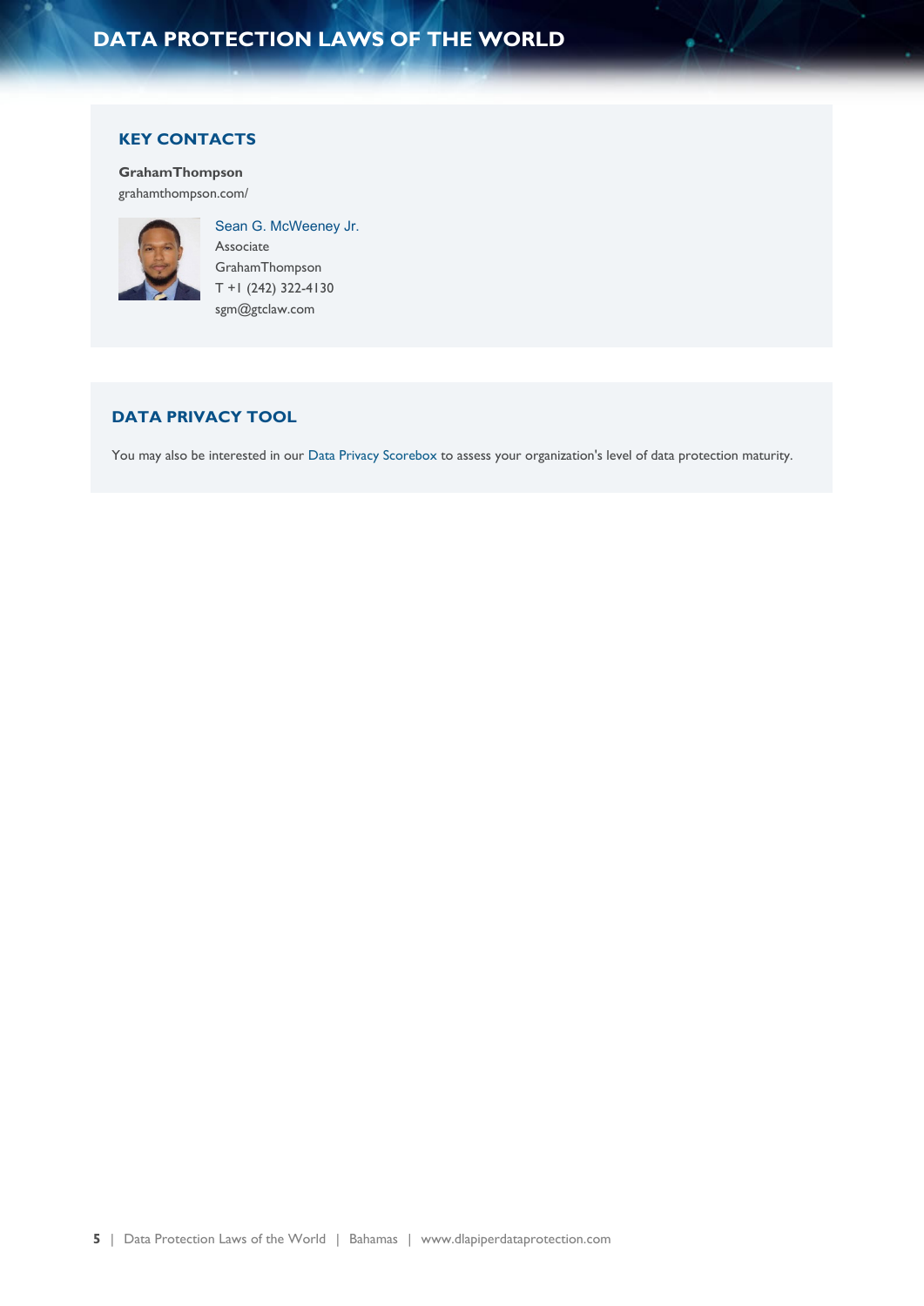## KEY CONTACTS

**GrahamThompson**
grahamthompson.com/

Sean G. McWeeney Jr.
Associate
GrahamThompson
T +1 (242) 322-4130
sgm@gtclaw.com

## DATA PRIVACY TOOL

You may also be interested in our Data Privacy Scorebox to assess your organization's level of data protection maturity.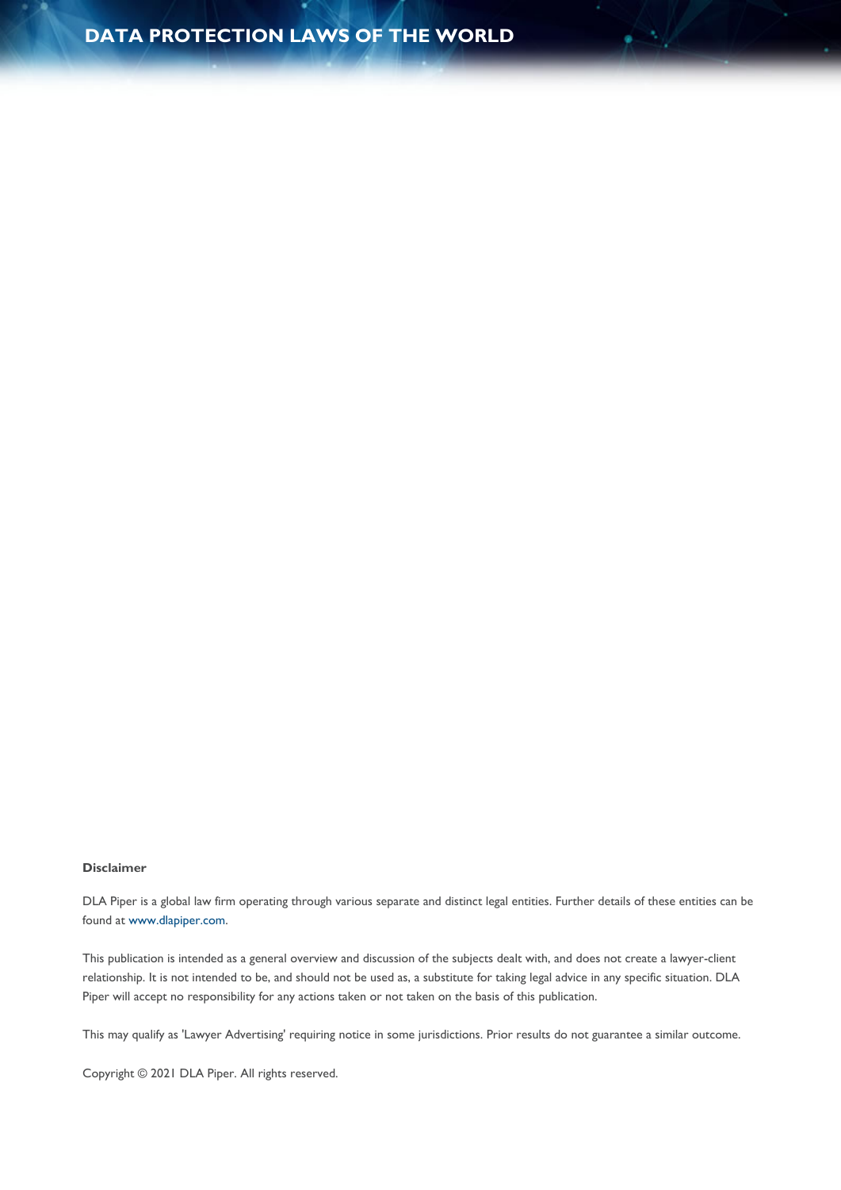**Disclaimer**

DLA Piper is a global law firm operating through various separate and distinct legal entities. Further details of these entities can be found at www.dlapiper.com.

This publication is intended as a general overview and discussion of the subjects dealt with, and does not create a lawyer-client relationship. It is not intended to be, and should not be used as, a substitute for taking legal advice in any specific situation. DLA Piper will accept no responsibility for any actions taken or not taken on the basis of this publication.

This may qualify as 'Lawyer Advertising' requiring notice in some jurisdictions. Prior results do not guarantee a similar outcome.

Copyright © 2021 DLA Piper. All rights reserved.